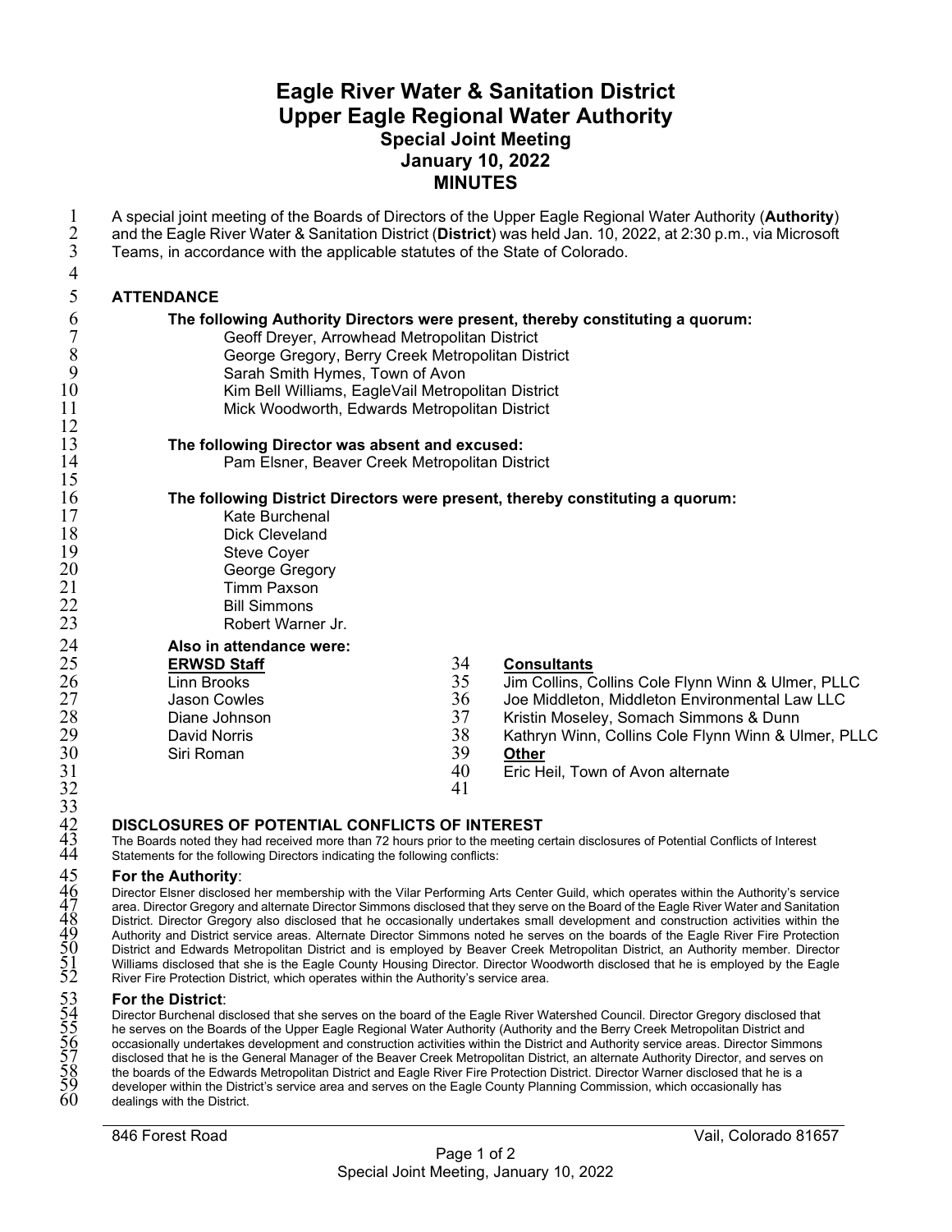# Eagle River Water & Sanitation District
# Upper Eagle Regional Water Authority
## Special Joint Meeting
## January 10, 2022
## MINUTES

A special joint meeting of the Boards of Directors of the Upper Eagle Regional Water Authority (**Authority**) and the Eagle River Water & Sanitation District (**District**) was held Jan. 10, 2022, at 2:30 p.m., via Microsoft Teams, in accordance with the applicable statutes of the State of Colorado.

### ATTENDANCE

**The following Authority Directors were present, thereby constituting a quorum:**

- Geoff Dreyer, Arrowhead Metropolitan District
- George Gregory, Berry Creek Metropolitan District
- Sarah Smith Hymes, Town of Avon
- Kim Bell Williams, EagleVail Metropolitan District
- Mick Woodworth, Edwards Metropolitan District

**The following Director was absent and excused:**

- Pam Elsner, Beaver Creek Metropolitan District

**The following District Directors were present, thereby constituting a quorum:**

- Kate Burchenal
- Dick Cleveland
- Steve Coyer
- George Gregory
- Timm Paxson
- Bill Simmons
- Robert Warner Jr.

**Also in attendance were:**

**ERWSD Staff**
- Linn Brooks
- Jason Cowles
- Diane Johnson
- David Norris
- Siri Roman

**Consultants**
- Jim Collins, Collins Cole Flynn Winn & Ulmer, PLLC
- Joe Middleton, Middleton Environmental Law LLC
- Kristin Moseley, Somach Simmons & Dunn
- Kathryn Winn, Collins Cole Flynn Winn & Ulmer, PLLC

**Other**
- Eric Heil, Town of Avon alternate

### DISCLOSURES OF POTENTIAL CONFLICTS OF INTEREST

The Boards noted they had received more than 72 hours prior to the meeting certain disclosures of Potential Conflicts of Interest Statements for the following Directors indicating the following conflicts:

**For the Authority**:
Director Elsner disclosed her membership with the Vilar Performing Arts Center Guild, which operates within the Authority's service area. Director Gregory and alternate Director Simmons disclosed that they serve on the Board of the Eagle River Water and Sanitation District. Director Gregory also disclosed that he occasionally undertakes small development and construction activities within the Authority and District service areas. Alternate Director Simmons noted he serves on the boards of the Eagle River Fire Protection District and Edwards Metropolitan District and is employed by Beaver Creek Metropolitan District, an Authority member. Director Williams disclosed that she is the Eagle County Housing Director. Director Woodworth disclosed that he is employed by the Eagle River Fire Protection District, which operates within the Authority's service area.

**For the District**:
Director Burchenal disclosed that she serves on the board of the Eagle River Watershed Council. Director Gregory disclosed that he serves on the Boards of the Upper Eagle Regional Water Authority (Authority and the Berry Creek Metropolitan District and occasionally undertakes development and construction activities within the District and Authority service areas. Director Simmons disclosed that he is the General Manager of the Beaver Creek Metropolitan District, an alternate Authority Director, and serves on the boards of the Edwards Metropolitan District and Eagle River Fire Protection District. Director Warner disclosed that he is a developer within the District's service area and serves on the Eagle County Planning Commission, which occasionally has dealings with the District.

846 Forest Road Vail, Colorado 81657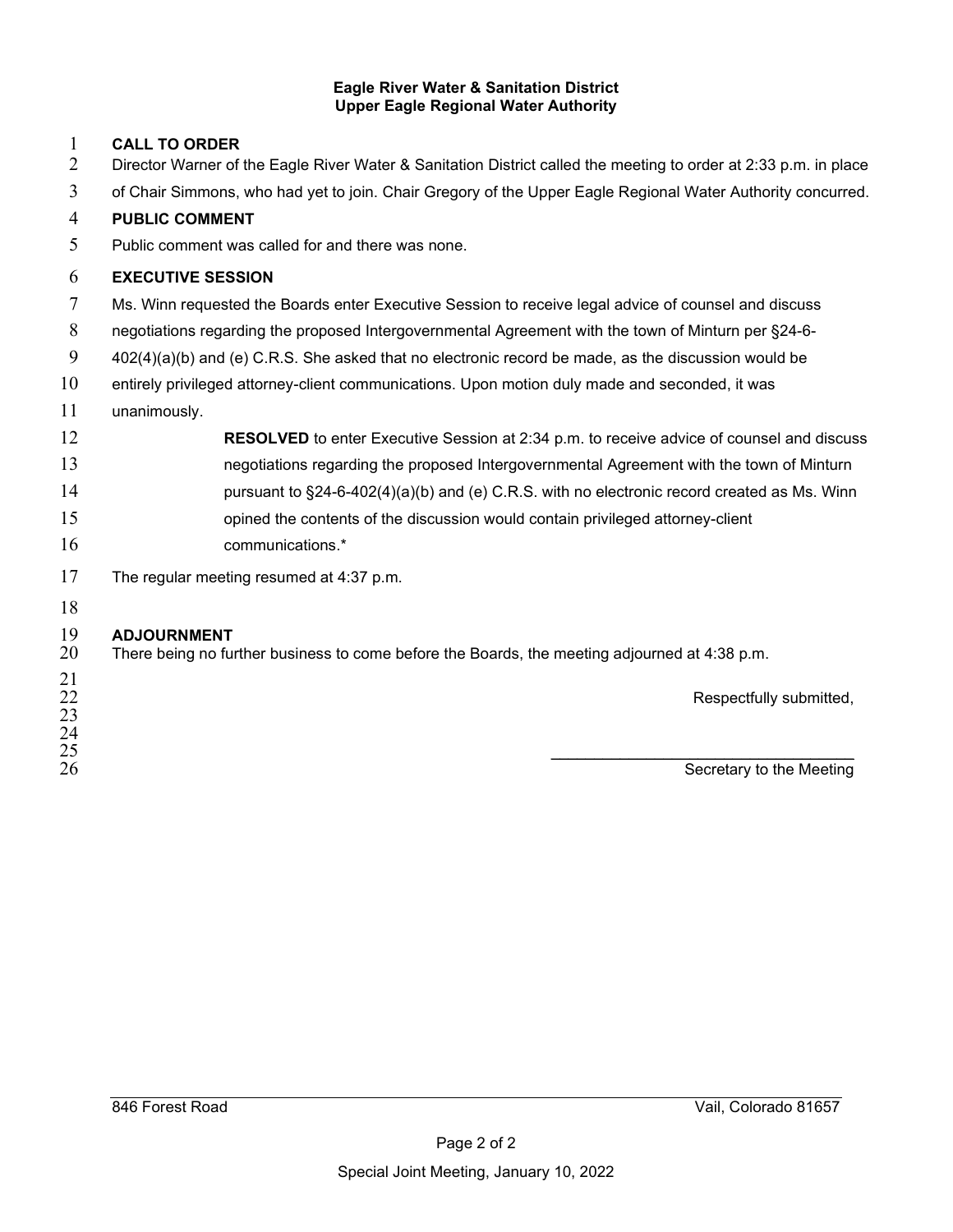**Eagle River Water & Sanitation District**
**Upper Eagle Regional Water Authority**

**CALL TO ORDER**

Director Warner of the Eagle River Water & Sanitation District called the meeting to order at 2:33 p.m. in place of Chair Simmons, who had yet to join. Chair Gregory of the Upper Eagle Regional Water Authority concurred.

**PUBLIC COMMENT**

Public comment was called for and there was none.

**EXECUTIVE SESSION**

Ms. Winn requested the Boards enter Executive Session to receive legal advice of counsel and discuss negotiations regarding the proposed Intergovernmental Agreement with the town of Minturn per §24-6-402(4)(a)(b) and (e) C.R.S. She asked that no electronic record be made, as the discussion would be entirely privileged attorney-client communications. Upon motion duly made and seconded, it was unanimously.

> **RESOLVED** to enter Executive Session at 2:34 p.m. to receive advice of counsel and discuss negotiations regarding the proposed Intergovernmental Agreement with the town of Minturn pursuant to §24-6-402(4)(a)(b) and (e) C.R.S. with no electronic record created as Ms. Winn opined the contents of the discussion would contain privileged attorney-client communications.*

The regular meeting resumed at 4:37 p.m.

**ADJOURNMENT**

There being no further business to come before the Boards, the meeting adjourned at 4:38 p.m.

Respectfully submitted,

\_\_\_\_\_\_\_\_\_\_\_\_\_\_\_\_\_\_\_\_\_\_\_\_\_\_\_\_\_\_\_\_\_\_\_\_

Secretary to the Meeting

846 Forest Road Vail, Colorado 81657

Special Joint Meeting, January 10, 2022